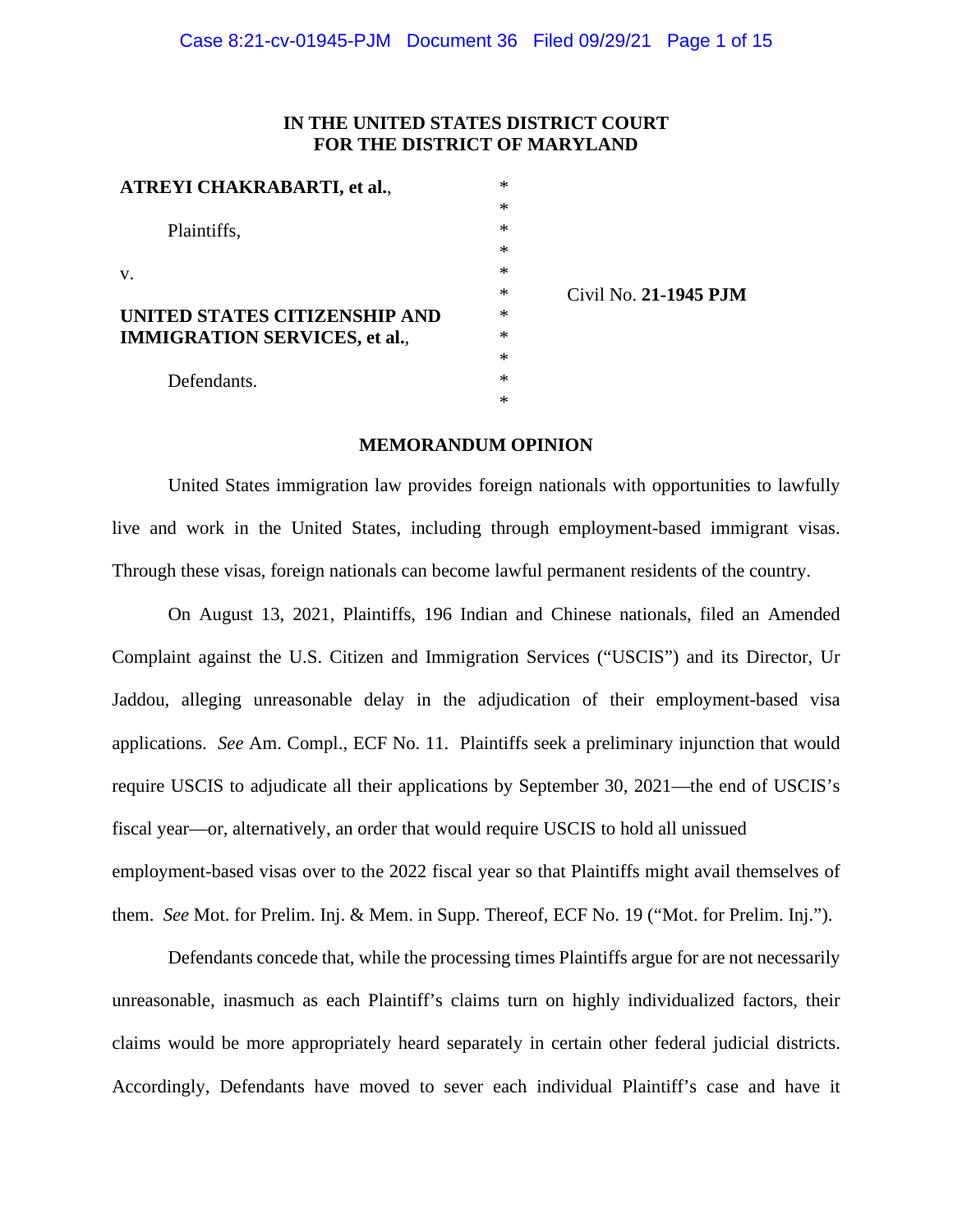**IN THE UNITED STATES DISTRICT COURT**
**FOR THE DISTRICT OF MARYLAND**

| | | |
|---|---|---|
| **ATREYI CHAKRABARTI, et al.**, | * | |
| | * | |
| Plaintiffs, | * | |
| | * | |
| v. | * | |
| | * | Civil No. **21-1945 PJM** |
| **UNITED STATES CITIZENSHIP AND IMMIGRATION SERVICES, et al.**, | * | |
| | * | |
| | * | |
| Defendants. | * | |
| | * | |

**MEMORANDUM OPINION**

United States immigration law provides foreign nationals with opportunities to lawfully live and work in the United States, including through employment-based immigrant visas. Through these visas, foreign nationals can become lawful permanent residents of the country.

On August 13, 2021, Plaintiffs, 196 Indian and Chinese nationals, filed an Amended Complaint against the U.S. Citizen and Immigration Services ("USCIS") and its Director, Ur Jaddou, alleging unreasonable delay in the adjudication of their employment-based visa applications. *See* Am. Compl., ECF No. 11. Plaintiffs seek a preliminary injunction that would require USCIS to adjudicate all their applications by September 30, 2021—the end of USCIS's fiscal year—or, alternatively, an order that would require USCIS to hold all unissued employment-based visas over to the 2022 fiscal year so that Plaintiffs might avail themselves of them. *See* Mot. for Prelim. Inj. & Mem. in Supp. Thereof, ECF No. 19 ("Mot. for Prelim. Inj.").

Defendants concede that, while the processing times Plaintiffs argue for are not necessarily unreasonable, inasmuch as each Plaintiff's claims turn on highly individualized factors, their claims would be more appropriately heard separately in certain other federal judicial districts. Accordingly, Defendants have moved to sever each individual Plaintiff's case and have it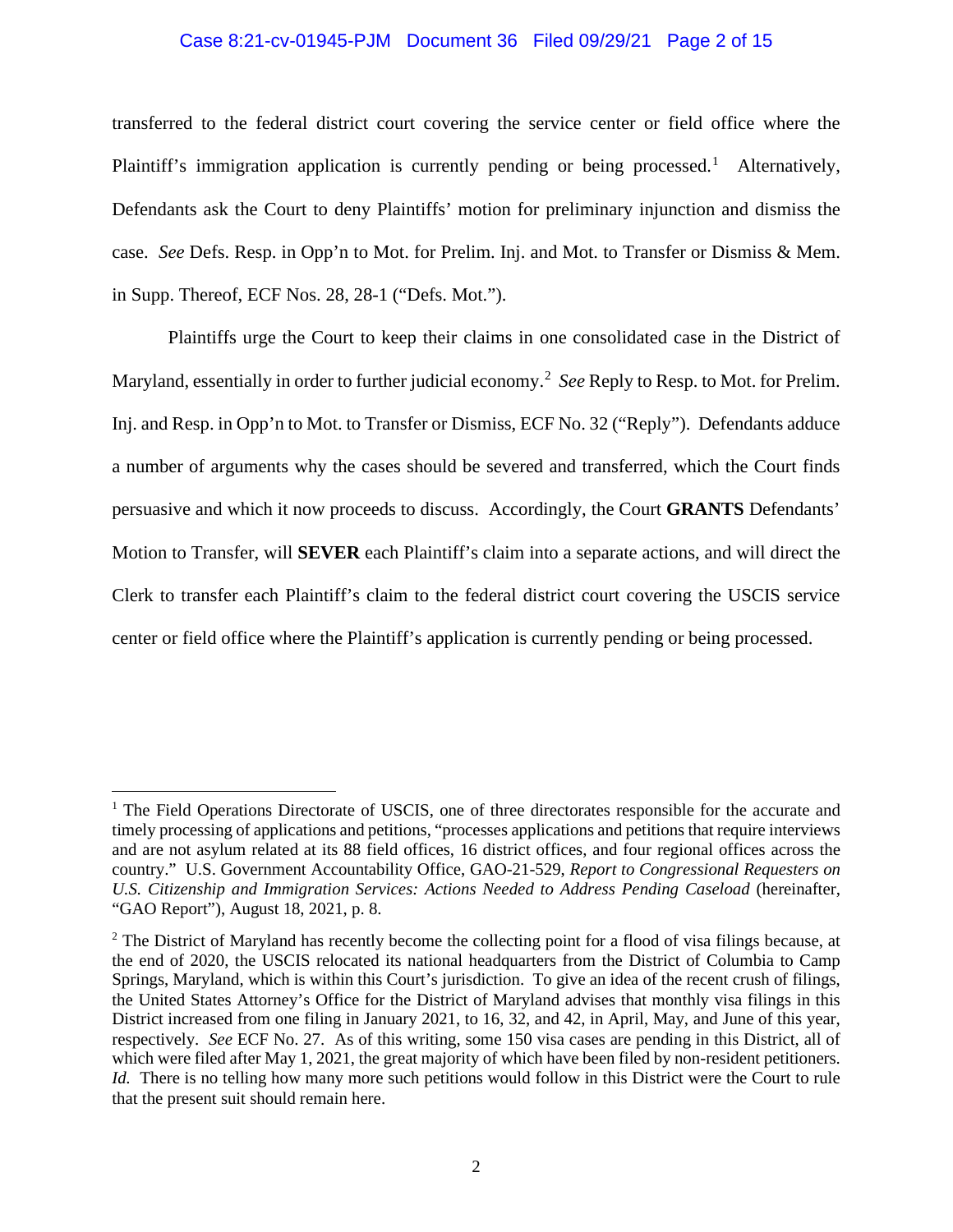transferred to the federal district court covering the service center or field office where the Plaintiff's immigration application is currently pending or being processed.[1] Alternatively, Defendants ask the Court to deny Plaintiffs' motion for preliminary injunction and dismiss the case. *See* Defs. Resp. in Opp'n to Mot. for Prelim. Inj. and Mot. to Transfer or Dismiss & Mem. in Supp. Thereof, ECF Nos. 28, 28-1 ("Defs. Mot.").

Plaintiffs urge the Court to keep their claims in one consolidated case in the District of Maryland, essentially in order to further judicial economy.[2] *See* Reply to Resp. to Mot. for Prelim. Inj. and Resp. in Opp'n to Mot. to Transfer or Dismiss, ECF No. 32 ("Reply"). Defendants adduce a number of arguments why the cases should be severed and transferred, which the Court finds persuasive and which it now proceeds to discuss. Accordingly, the Court **GRANTS** Defendants' Motion to Transfer, will **SEVER** each Plaintiff's claim into a separate actions, and will direct the Clerk to transfer each Plaintiff's claim to the federal district court covering the USCIS service center or field office where the Plaintiff's application is currently pending or being processed.

---

[1] The Field Operations Directorate of USCIS, one of three directorates responsible for the accurate and timely processing of applications and petitions, "processes applications and petitions that require interviews and are not asylum related at its 88 field offices, 16 district offices, and four regional offices across the country." U.S. Government Accountability Office, GAO-21-529, *Report to Congressional Requesters on U.S. Citizenship and Immigration Services: Actions Needed to Address Pending Caseload* (hereinafter, "GAO Report"), August 18, 2021, p. 8.

[2] The District of Maryland has recently become the collecting point for a flood of visa filings because, at the end of 2020, the USCIS relocated its national headquarters from the District of Columbia to Camp Springs, Maryland, which is within this Court's jurisdiction. To give an idea of the recent crush of filings, the United States Attorney's Office for the District of Maryland advises that monthly visa filings in this District increased from one filing in January 2021, to 16, 32, and 42, in April, May, and June of this year, respectively. *See* ECF No. 27. As of this writing, some 150 visa cases are pending in this District, all of which were filed after May 1, 2021, the great majority of which have been filed by non-resident petitioners. *Id.* There is no telling how many more such petitions would follow in this District were the Court to rule that the present suit should remain here.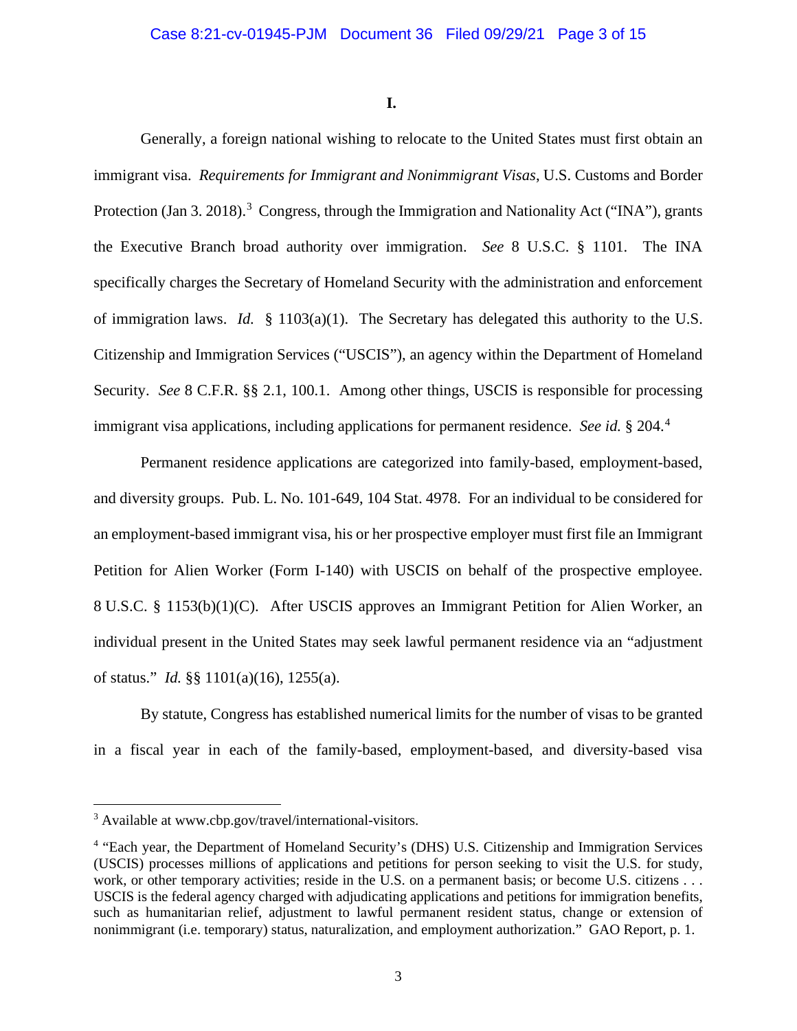**I.**

Generally, a foreign national wishing to relocate to the United States must first obtain an immigrant visa. *Requirements for Immigrant and Nonimmigrant Visas*, U.S. Customs and Border Protection (Jan 3. 2018).[3] Congress, through the Immigration and Nationality Act ("INA"), grants the Executive Branch broad authority over immigration. *See* 8 U.S.C. § 1101. The INA specifically charges the Secretary of Homeland Security with the administration and enforcement of immigration laws. *Id.* § 1103(a)(1). The Secretary has delegated this authority to the U.S. Citizenship and Immigration Services ("USCIS"), an agency within the Department of Homeland Security. *See* 8 C.F.R. §§ 2.1, 100.1. Among other things, USCIS is responsible for processing immigrant visa applications, including applications for permanent residence. *See id.* § 204.[4]

Permanent residence applications are categorized into family-based, employment-based, and diversity groups. Pub. L. No. 101-649, 104 Stat. 4978. For an individual to be considered for an employment-based immigrant visa, his or her prospective employer must first file an Immigrant Petition for Alien Worker (Form I-140) with USCIS on behalf of the prospective employee. 8 U.S.C. § 1153(b)(1)(C). After USCIS approves an Immigrant Petition for Alien Worker, an individual present in the United States may seek lawful permanent residence via an "adjustment of status." *Id.* §§ 1101(a)(16), 1255(a).

By statute, Congress has established numerical limits for the number of visas to be granted in a fiscal year in each of the family-based, employment-based, and diversity-based visa

---

[3] Available at www.cbp.gov/travel/international-visitors.

[4] "Each year, the Department of Homeland Security's (DHS) U.S. Citizenship and Immigration Services (USCIS) processes millions of applications and petitions for person seeking to visit the U.S. for study, work, or other temporary activities; reside in the U.S. on a permanent basis; or become U.S. citizens . . . USCIS is the federal agency charged with adjudicating applications and petitions for immigration benefits, such as humanitarian relief, adjustment to lawful permanent resident status, change or extension of nonimmigrant (i.e. temporary) status, naturalization, and employment authorization." GAO Report, p. 1.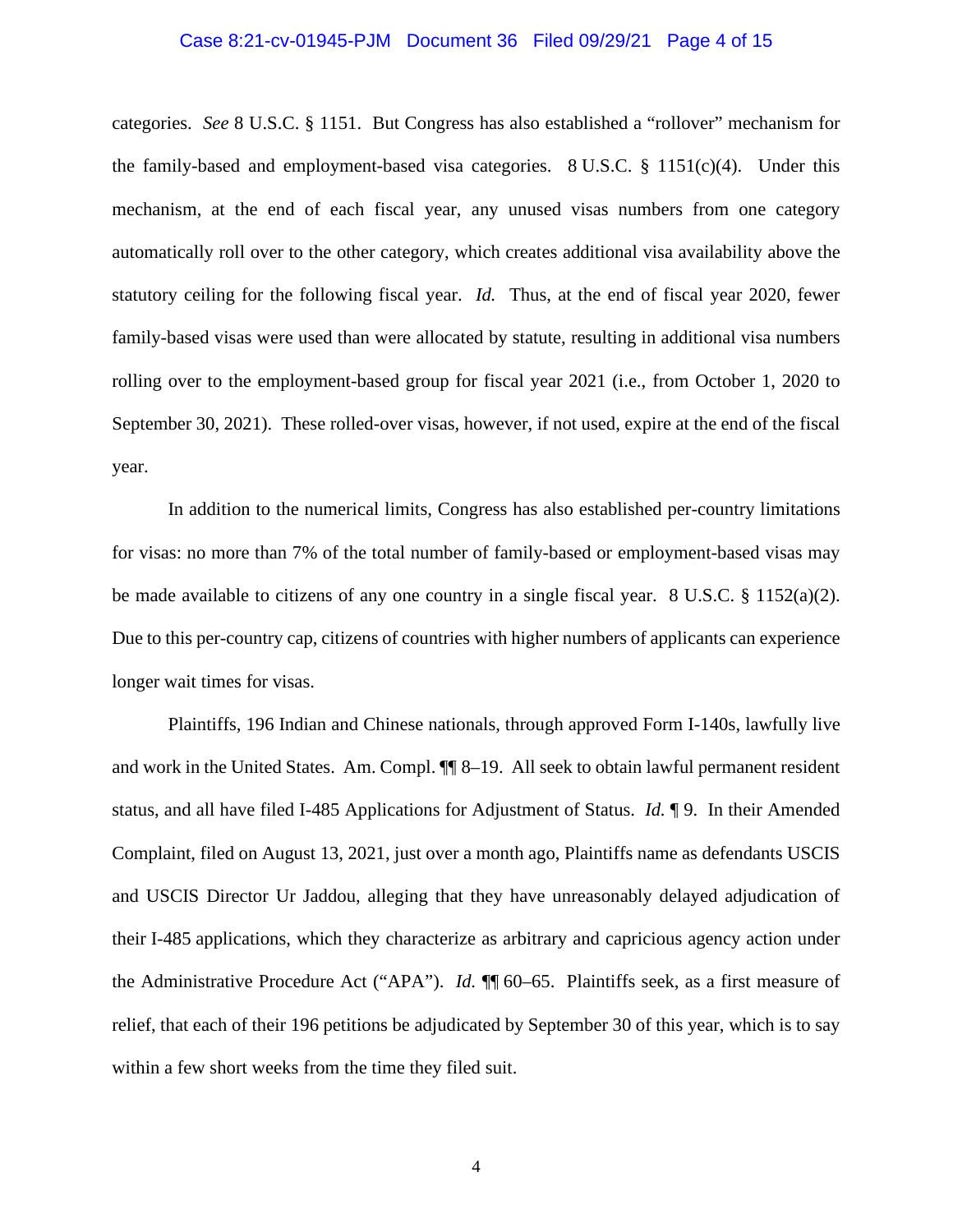categories. *See* 8 U.S.C. § 1151. But Congress has also established a "rollover" mechanism for the family-based and employment-based visa categories. 8 U.S.C. § 1151(c)(4). Under this mechanism, at the end of each fiscal year, any unused visas numbers from one category automatically roll over to the other category, which creates additional visa availability above the statutory ceiling for the following fiscal year. *Id.* Thus, at the end of fiscal year 2020, fewer family-based visas were used than were allocated by statute, resulting in additional visa numbers rolling over to the employment-based group for fiscal year 2021 (i.e., from October 1, 2020 to September 30, 2021). These rolled-over visas, however, if not used, expire at the end of the fiscal year.

In addition to the numerical limits, Congress has also established per-country limitations for visas: no more than 7% of the total number of family-based or employment-based visas may be made available to citizens of any one country in a single fiscal year. 8 U.S.C. § 1152(a)(2). Due to this per-country cap, citizens of countries with higher numbers of applicants can experience longer wait times for visas.

Plaintiffs, 196 Indian and Chinese nationals, through approved Form I-140s, lawfully live and work in the United States. Am. Compl. ¶¶ 8–19. All seek to obtain lawful permanent resident status, and all have filed I-485 Applications for Adjustment of Status. *Id.* ¶ 9. In their Amended Complaint, filed on August 13, 2021, just over a month ago, Plaintiffs name as defendants USCIS and USCIS Director Ur Jaddou, alleging that they have unreasonably delayed adjudication of their I-485 applications, which they characterize as arbitrary and capricious agency action under the Administrative Procedure Act ("APA"). *Id.* ¶¶ 60–65. Plaintiffs seek, as a first measure of relief, that each of their 196 petitions be adjudicated by September 30 of this year, which is to say within a few short weeks from the time they filed suit.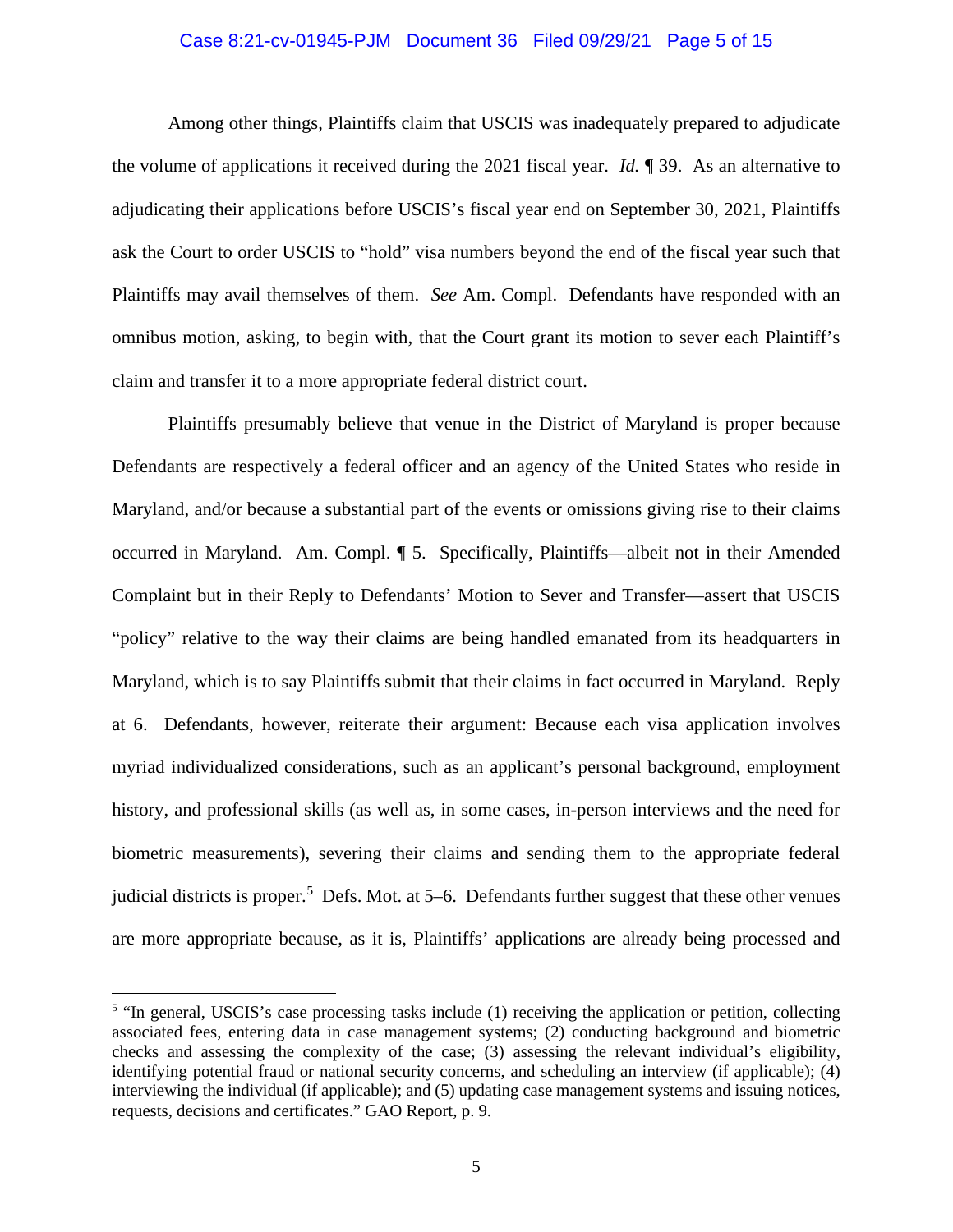Among other things, Plaintiffs claim that USCIS was inadequately prepared to adjudicate the volume of applications it received during the 2021 fiscal year. *Id.* ¶ 39. As an alternative to adjudicating their applications before USCIS's fiscal year end on September 30, 2021, Plaintiffs ask the Court to order USCIS to "hold" visa numbers beyond the end of the fiscal year such that Plaintiffs may avail themselves of them. *See* Am. Compl. Defendants have responded with an omnibus motion, asking, to begin with, that the Court grant its motion to sever each Plaintiff's claim and transfer it to a more appropriate federal district court.

Plaintiffs presumably believe that venue in the District of Maryland is proper because Defendants are respectively a federal officer and an agency of the United States who reside in Maryland, and/or because a substantial part of the events or omissions giving rise to their claims occurred in Maryland. Am. Compl. ¶ 5. Specifically, Plaintiffs—albeit not in their Amended Complaint but in their Reply to Defendants' Motion to Sever and Transfer—assert that USCIS "policy" relative to the way their claims are being handled emanated from its headquarters in Maryland, which is to say Plaintiffs submit that their claims in fact occurred in Maryland. Reply at 6. Defendants, however, reiterate their argument: Because each visa application involves myriad individualized considerations, such as an applicant's personal background, employment history, and professional skills (as well as, in some cases, in-person interviews and the need for biometric measurements), severing their claims and sending them to the appropriate federal judicial districts is proper.[5] Defs. Mot. at 5–6. Defendants further suggest that these other venues are more appropriate because, as it is, Plaintiffs' applications are already being processed and

[5] "In general, USCIS's case processing tasks include (1) receiving the application or petition, collecting associated fees, entering data in case management systems; (2) conducting background and biometric checks and assessing the complexity of the case; (3) assessing the relevant individual's eligibility, identifying potential fraud or national security concerns, and scheduling an interview (if applicable); (4) interviewing the individual (if applicable); and (5) updating case management systems and issuing notices, requests, decisions and certificates." GAO Report, p. 9.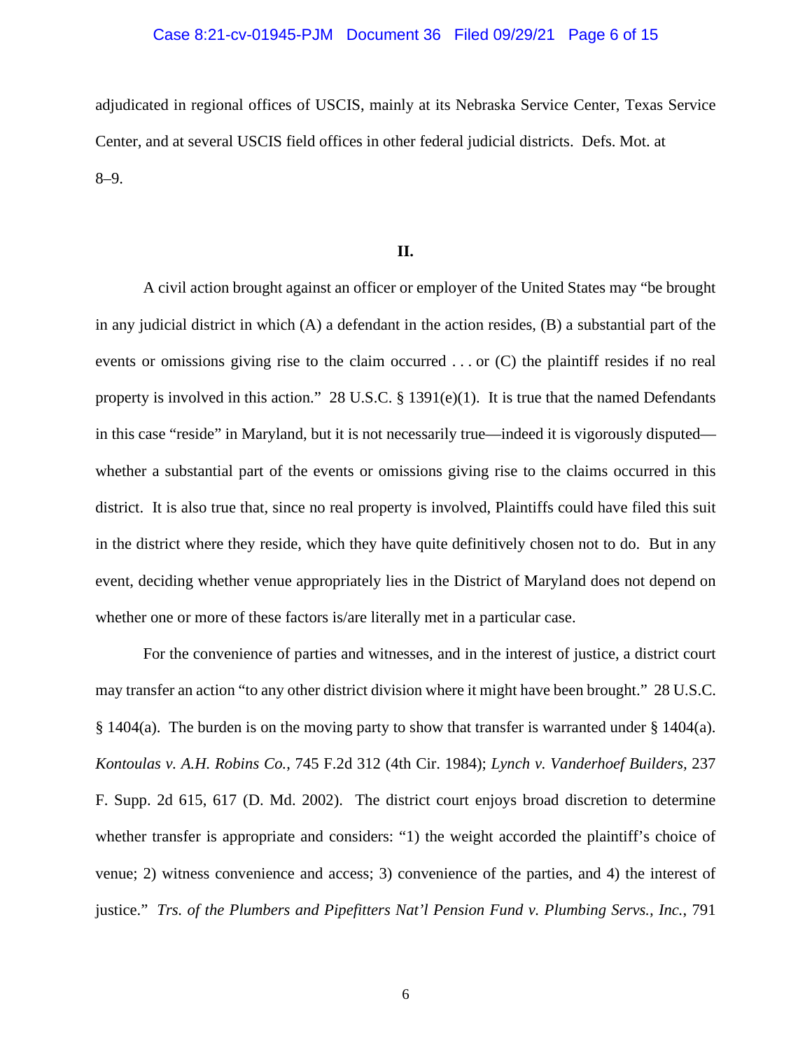adjudicated in regional offices of USCIS, mainly at its Nebraska Service Center, Texas Service Center, and at several USCIS field offices in other federal judicial districts. Defs. Mot. at 8–9.

**II.**

A civil action brought against an officer or employer of the United States may "be brought in any judicial district in which (A) a defendant in the action resides, (B) a substantial part of the events or omissions giving rise to the claim occurred . . . or (C) the plaintiff resides if no real property is involved in this action." 28 U.S.C. § 1391(e)(1). It is true that the named Defendants in this case "reside" in Maryland, but it is not necessarily true—indeed it is vigorously disputed—whether a substantial part of the events or omissions giving rise to the claims occurred in this district. It is also true that, since no real property is involved, Plaintiffs could have filed this suit in the district where they reside, which they have quite definitively chosen not to do. But in any event, deciding whether venue appropriately lies in the District of Maryland does not depend on whether one or more of these factors is/are literally met in a particular case.

For the convenience of parties and witnesses, and in the interest of justice, a district court may transfer an action "to any other district division where it might have been brought." 28 U.S.C. § 1404(a). The burden is on the moving party to show that transfer is warranted under § 1404(a). *Kontoulas v. A.H. Robins Co.*, 745 F.2d 312 (4th Cir. 1984); *Lynch v. Vanderhoef Builders*, 237 F. Supp. 2d 615, 617 (D. Md. 2002). The district court enjoys broad discretion to determine whether transfer is appropriate and considers: "1) the weight accorded the plaintiff's choice of venue; 2) witness convenience and access; 3) convenience of the parties, and 4) the interest of justice." *Trs. of the Plumbers and Pipefitters Nat'l Pension Fund v. Plumbing Servs., Inc.*, 791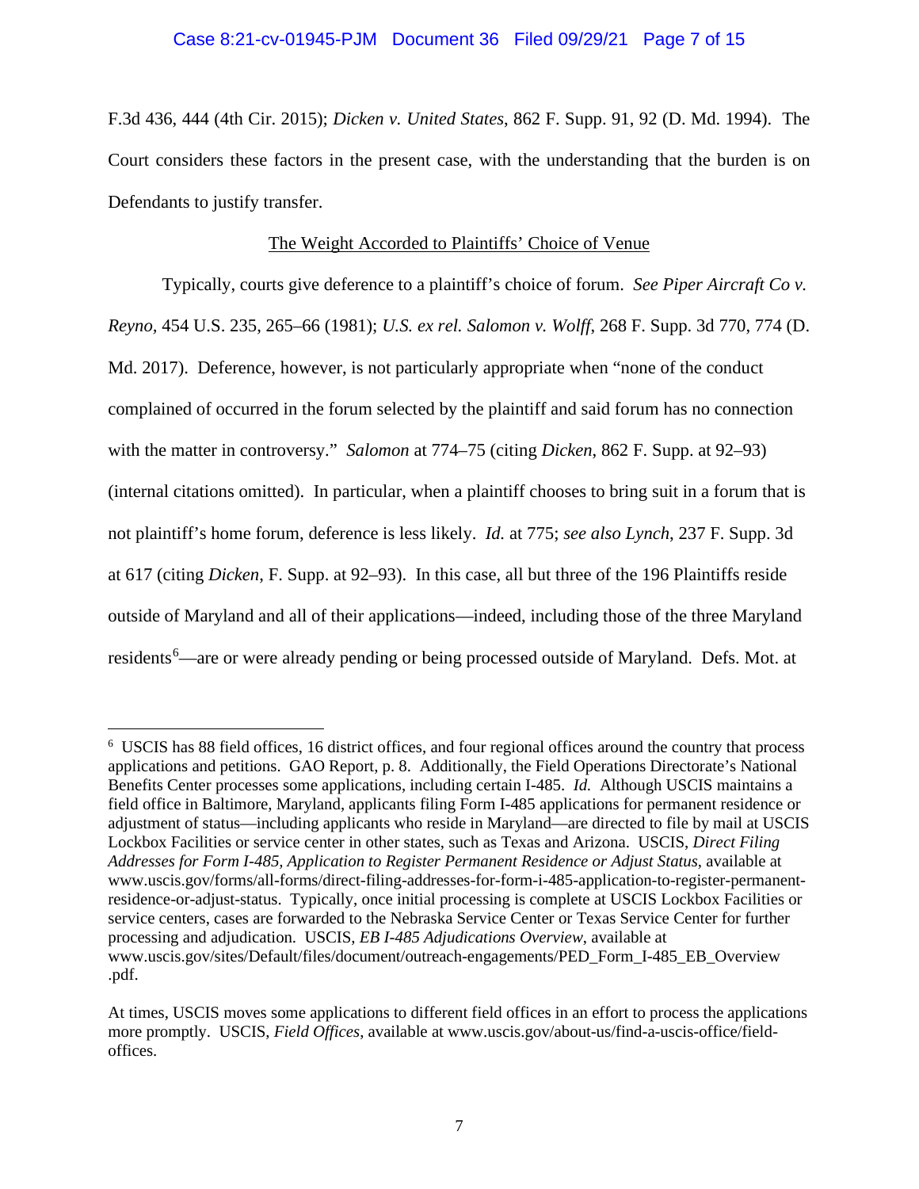F.3d 436, 444 (4th Cir. 2015); *Dicken v. United States*, 862 F. Supp. 91, 92 (D. Md. 1994). The Court considers these factors in the present case, with the understanding that the burden is on Defendants to justify transfer.

The Weight Accorded to Plaintiffs' Choice of Venue

Typically, courts give deference to a plaintiff's choice of forum. *See Piper Aircraft Co v. Reyno,* 454 U.S. 235, 265–66 (1981); *U.S. ex rel. Salomon v. Wolff*, 268 F. Supp. 3d 770, 774 (D. Md. 2017). Deference, however, is not particularly appropriate when "none of the conduct complained of occurred in the forum selected by the plaintiff and said forum has no connection with the matter in controversy." *Salomon* at 774–75 (citing *Dicken*, 862 F. Supp. at 92–93) (internal citations omitted). In particular, when a plaintiff chooses to bring suit in a forum that is not plaintiff's home forum, deference is less likely. *Id.* at 775; *see also Lynch*, 237 F. Supp. 3d at 617 (citing *Dicken*, F. Supp. at 92–93). In this case, all but three of the 196 Plaintiffs reside outside of Maryland and all of their applications—indeed, including those of the three Maryland residents[6]—are or were already pending or being processed outside of Maryland. Defs. Mot. at

---

[6] USCIS has 88 field offices, 16 district offices, and four regional offices around the country that process applications and petitions. GAO Report, p. 8. Additionally, the Field Operations Directorate's National Benefits Center processes some applications, including certain I-485. *Id.* Although USCIS maintains a field office in Baltimore, Maryland, applicants filing Form I-485 applications for permanent residence or adjustment of status—including applicants who reside in Maryland—are directed to file by mail at USCIS Lockbox Facilities or service center in other states, such as Texas and Arizona. USCIS, *Direct Filing Addresses for Form I-485, Application to Register Permanent Residence or Adjust Status*, available at www.uscis.gov/forms/all-forms/direct-filing-addresses-for-form-i-485-application-to-register-permanent-residence-or-adjust-status. Typically, once initial processing is complete at USCIS Lockbox Facilities or service centers, cases are forwarded to the Nebraska Service Center or Texas Service Center for further processing and adjudication. USCIS, *EB I-485 Adjudications Overview*, available at www.uscis.gov/sites/Default/files/document/outreach-engagements/PED_Form_I-485_EB_Overview .pdf.

At times, USCIS moves some applications to different field offices in an effort to process the applications more promptly. USCIS, *Field Offices*, available at www.uscis.gov/about-us/find-a-uscis-office/field-offices.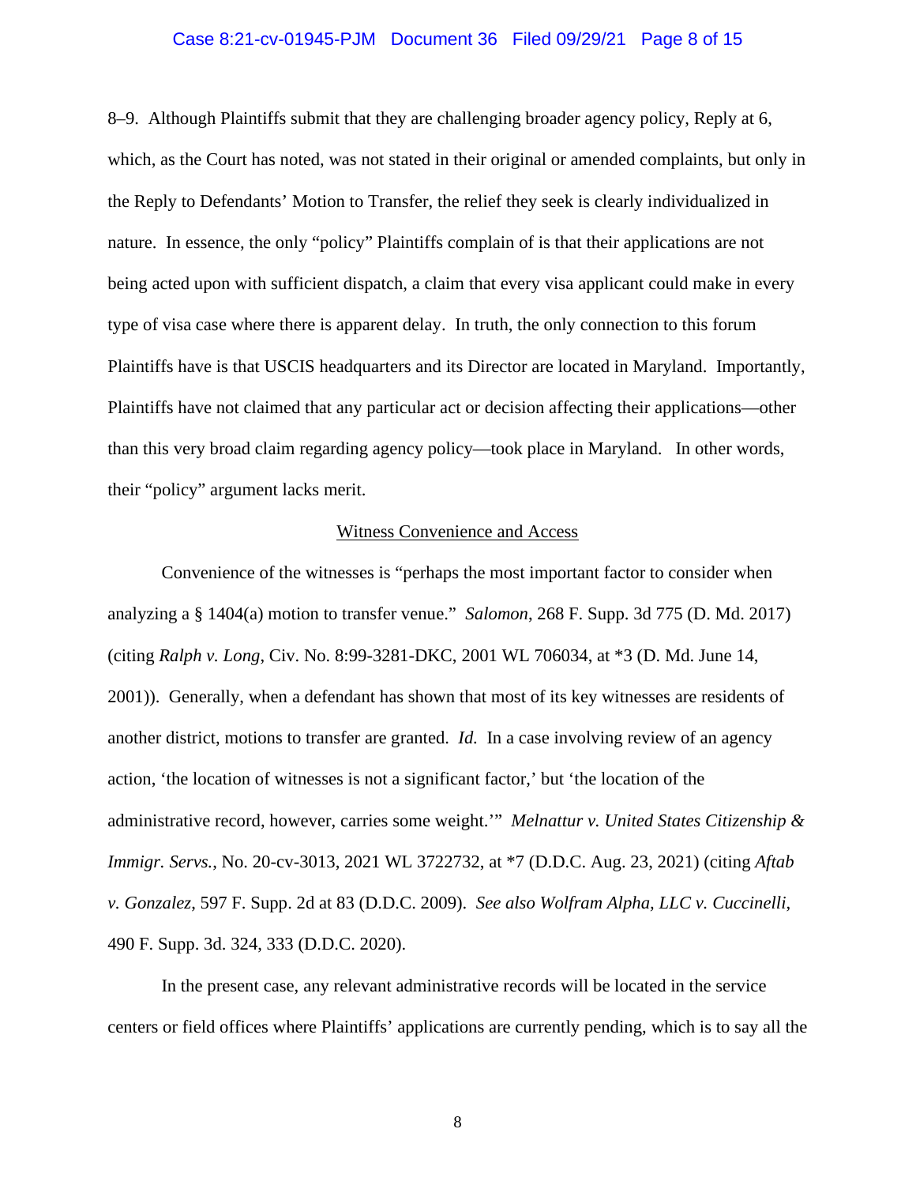8–9. Although Plaintiffs submit that they are challenging broader agency policy, Reply at 6, which, as the Court has noted, was not stated in their original or amended complaints, but only in the Reply to Defendants' Motion to Transfer, the relief they seek is clearly individualized in nature. In essence, the only "policy" Plaintiffs complain of is that their applications are not being acted upon with sufficient dispatch, a claim that every visa applicant could make in every type of visa case where there is apparent delay. In truth, the only connection to this forum Plaintiffs have is that USCIS headquarters and its Director are located in Maryland. Importantly, Plaintiffs have not claimed that any particular act or decision affecting their applications—other than this very broad claim regarding agency policy—took place in Maryland. In other words, their "policy" argument lacks merit.

<u>Witness Convenience and Access</u>

Convenience of the witnesses is "perhaps the most important factor to consider when analyzing a § 1404(a) motion to transfer venue." *Salomon*, 268 F. Supp. 3d 775 (D. Md. 2017) (citing *Ralph v. Long*, Civ. No. 8:99-3281-DKC, 2001 WL 706034, at *3 (D. Md. June 14, 2001)). Generally, when a defendant has shown that most of its key witnesses are residents of another district, motions to transfer are granted. *Id.* In a case involving review of an agency action, 'the location of witnesses is not a significant factor,' but 'the location of the administrative record, however, carries some weight.'" *Melnattur v. United States Citizenship & Immigr. Servs.*, No. 20-cv-3013, 2021 WL 3722732, at *7 (D.D.C. Aug. 23, 2021) (citing *Aftab v. Gonzalez*, 597 F. Supp. 2d at 83 (D.D.C. 2009). *See also Wolfram Alpha, LLC v. Cuccinelli*, 490 F. Supp. 3d. 324, 333 (D.D.C. 2020).

In the present case, any relevant administrative records will be located in the service centers or field offices where Plaintiffs' applications are currently pending, which is to say all the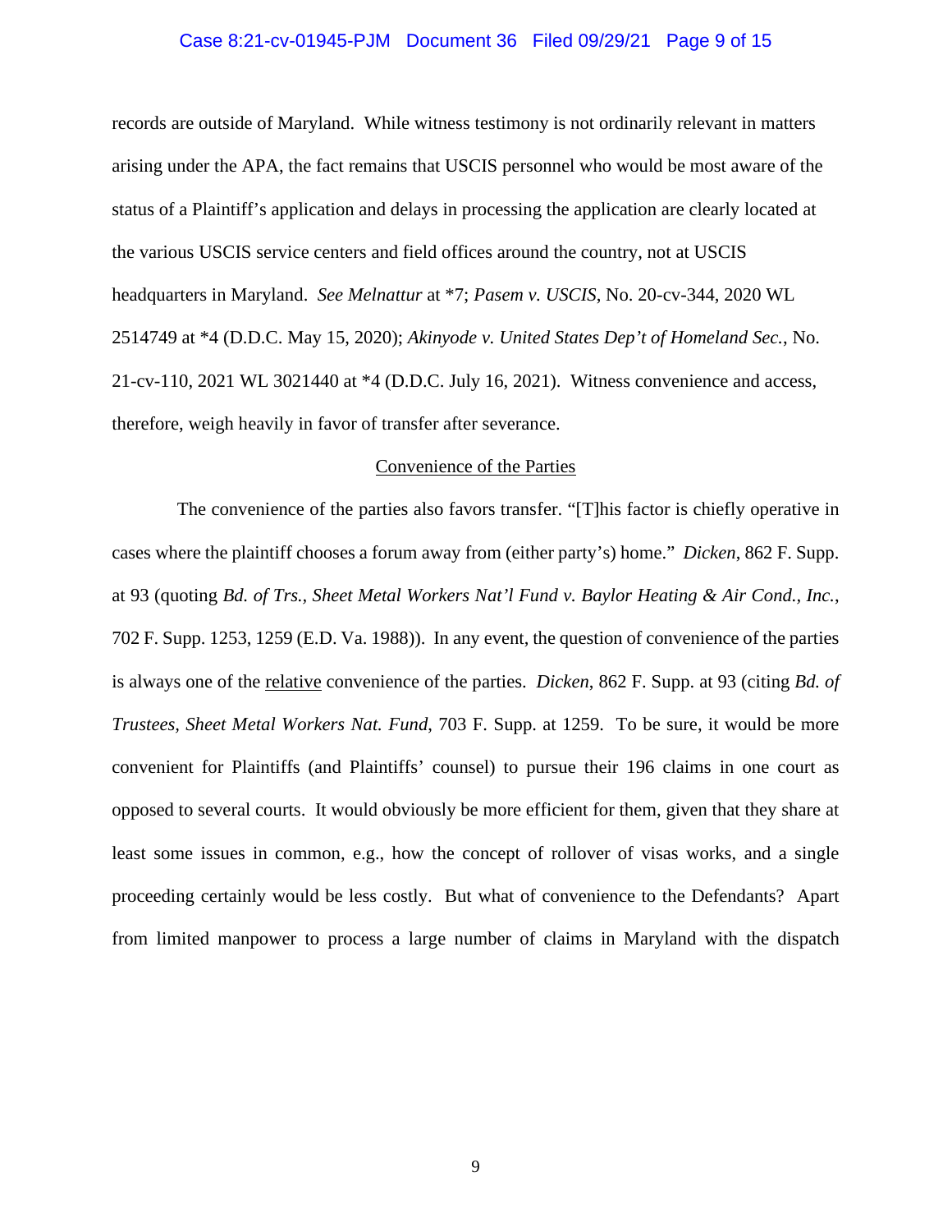records are outside of Maryland. While witness testimony is not ordinarily relevant in matters arising under the APA, the fact remains that USCIS personnel who would be most aware of the status of a Plaintiff's application and delays in processing the application are clearly located at the various USCIS service centers and field offices around the country, not at USCIS headquarters in Maryland. *See Melnattur* at *7; *Pasem v. USCIS*, No. 20-cv-344, 2020 WL 2514749 at *4 (D.D.C. May 15, 2020); *Akinyode v. United States Dep't of Homeland Sec.*, No. 21-cv-110, 2021 WL 3021440 at *4 (D.D.C. July 16, 2021). Witness convenience and access, therefore, weigh heavily in favor of transfer after severance.

<u>Convenience of the Parties</u>

The convenience of the parties also favors transfer. "[T]his factor is chiefly operative in cases where the plaintiff chooses a forum away from (either party's) home." *Dicken*, 862 F. Supp. at 93 (quoting *Bd. of Trs., Sheet Metal Workers Nat'l Fund v. Baylor Heating & Air Cond., Inc.*, 702 F. Supp. 1253, 1259 (E.D. Va. 1988)). In any event, the question of convenience of the parties is always one of the <u>relative</u> convenience of the parties. *Dicken*, 862 F. Supp. at 93 (citing *Bd. of Trustees, Sheet Metal Workers Nat. Fund*, 703 F. Supp. at 1259. To be sure, it would be more convenient for Plaintiffs (and Plaintiffs' counsel) to pursue their 196 claims in one court as opposed to several courts. It would obviously be more efficient for them, given that they share at least some issues in common, e.g., how the concept of rollover of visas works, and a single proceeding certainly would be less costly. But what of convenience to the Defendants? Apart from limited manpower to process a large number of claims in Maryland with the dispatch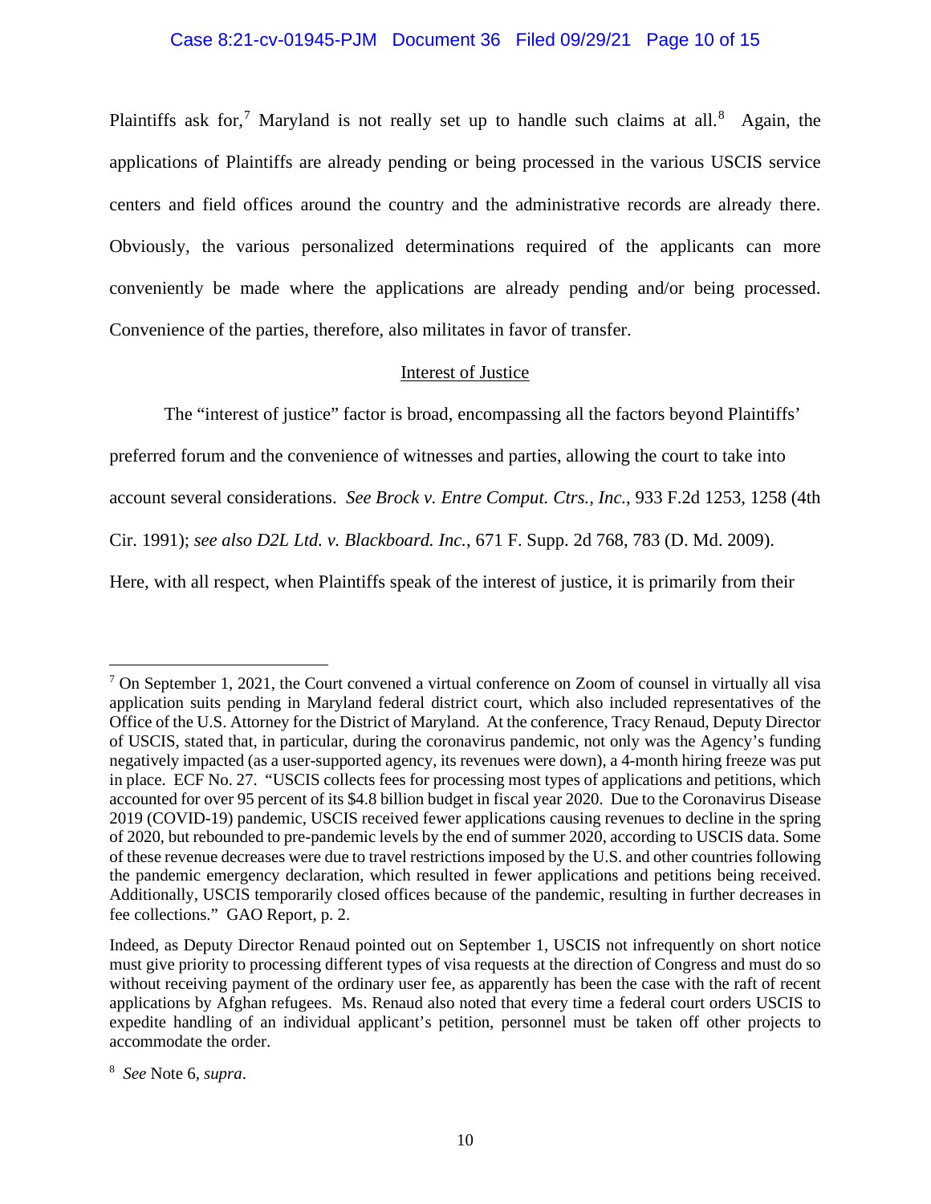Plaintiffs ask for,[7] Maryland is not really set up to handle such claims at all.[8] Again, the applications of Plaintiffs are already pending or being processed in the various USCIS service centers and field offices around the country and the administrative records are already there. Obviously, the various personalized determinations required of the applicants can more conveniently be made where the applications are already pending and/or being processed. Convenience of the parties, therefore, also militates in favor of transfer.

<u>Interest of Justice</u>

The "interest of justice" factor is broad, encompassing all the factors beyond Plaintiffs' preferred forum and the convenience of witnesses and parties, allowing the court to take into account several considerations. *See Brock v. Entre Comput. Ctrs., Inc.*, 933 F.2d 1253, 1258 (4th Cir. 1991); *see also D2L Ltd. v. Blackboard. Inc.*, 671 F. Supp. 2d 768, 783 (D. Md. 2009). Here, with all respect, when Plaintiffs speak of the interest of justice, it is primarily from their

---

[7] On September 1, 2021, the Court convened a virtual conference on Zoom of counsel in virtually all visa application suits pending in Maryland federal district court, which also included representatives of the Office of the U.S. Attorney for the District of Maryland. At the conference, Tracy Renaud, Deputy Director of USCIS, stated that, in particular, during the coronavirus pandemic, not only was the Agency's funding negatively impacted (as a user-supported agency, its revenues were down), a 4-month hiring freeze was put in place. ECF No. 27. "USCIS collects fees for processing most types of applications and petitions, which accounted for over 95 percent of its $4.8 billion budget in fiscal year 2020. Due to the Coronavirus Disease 2019 (COVID-19) pandemic, USCIS received fewer applications causing revenues to decline in the spring of 2020, but rebounded to pre-pandemic levels by the end of summer 2020, according to USCIS data. Some of these revenue decreases were due to travel restrictions imposed by the U.S. and other countries following the pandemic emergency declaration, which resulted in fewer applications and petitions being received. Additionally, USCIS temporarily closed offices because of the pandemic, resulting in further decreases in fee collections." GAO Report, p. 2.

Indeed, as Deputy Director Renaud pointed out on September 1, USCIS not infrequently on short notice must give priority to processing different types of visa requests at the direction of Congress and must do so without receiving payment of the ordinary user fee, as apparently has been the case with the raft of recent applications by Afghan refugees. Ms. Renaud also noted that every time a federal court orders USCIS to expedite handling of an individual applicant's petition, personnel must be taken off other projects to accommodate the order.

[8] *See* Note 6, *supra*.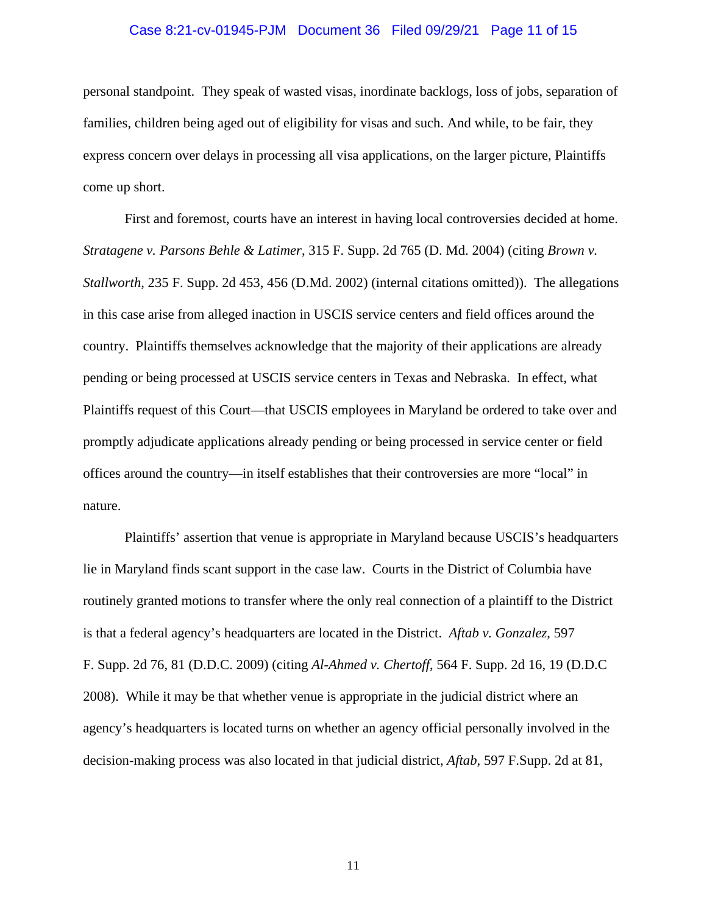personal standpoint. They speak of wasted visas, inordinate backlogs, loss of jobs, separation of families, children being aged out of eligibility for visas and such. And while, to be fair, they express concern over delays in processing all visa applications, on the larger picture, Plaintiffs come up short.

First and foremost, courts have an interest in having local controversies decided at home. *Stratagene v. Parsons Behle & Latimer*, 315 F. Supp. 2d 765 (D. Md. 2004) (citing *Brown v. Stallworth*, 235 F. Supp. 2d 453, 456 (D.Md. 2002) (internal citations omitted)). The allegations in this case arise from alleged inaction in USCIS service centers and field offices around the country. Plaintiffs themselves acknowledge that the majority of their applications are already pending or being processed at USCIS service centers in Texas and Nebraska. In effect, what Plaintiffs request of this Court—that USCIS employees in Maryland be ordered to take over and promptly adjudicate applications already pending or being processed in service center or field offices around the country—in itself establishes that their controversies are more "local" in nature.

Plaintiffs' assertion that venue is appropriate in Maryland because USCIS's headquarters lie in Maryland finds scant support in the case law. Courts in the District of Columbia have routinely granted motions to transfer where the only real connection of a plaintiff to the District is that a federal agency's headquarters are located in the District. *Aftab v. Gonzalez*, 597 F. Supp. 2d 76, 81 (D.D.C. 2009) (citing *Al-Ahmed v. Chertoff*, 564 F. Supp. 2d 16, 19 (D.D.C 2008). While it may be that whether venue is appropriate in the judicial district where an agency's headquarters is located turns on whether an agency official personally involved in the decision-making process was also located in that judicial district, *Aftab*, 597 F.Supp. 2d at 81,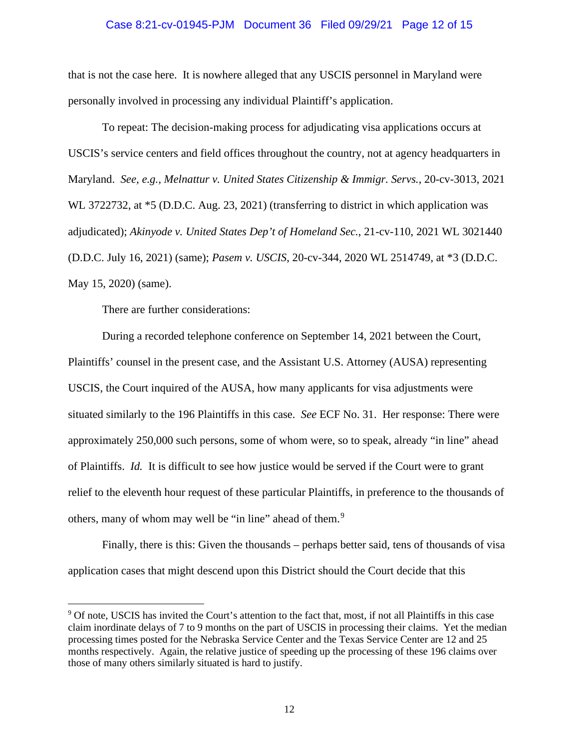that is not the case here. It is nowhere alleged that any USCIS personnel in Maryland were personally involved in processing any individual Plaintiff's application.

To repeat: The decision-making process for adjudicating visa applications occurs at USCIS's service centers and field offices throughout the country, not at agency headquarters in Maryland. *See, e.g.*, *Melnattur v. United States Citizenship & Immigr. Servs.*, 20-cv-3013, 2021 WL 3722732, at *5 (D.D.C. Aug. 23, 2021) (transferring to district in which application was adjudicated); *Akinyode v. United States Dep't of Homeland Sec.*, 21-cv-110, 2021 WL 3021440 (D.D.C. July 16, 2021) (same); *Pasem v. USCIS*, 20-cv-344, 2020 WL 2514749, at *3 (D.D.C. May 15, 2020) (same).

There are further considerations:

During a recorded telephone conference on September 14, 2021 between the Court, Plaintiffs' counsel in the present case, and the Assistant U.S. Attorney (AUSA) representing USCIS, the Court inquired of the AUSA, how many applicants for visa adjustments were situated similarly to the 196 Plaintiffs in this case. *See* ECF No. 31. Her response: There were approximately 250,000 such persons, some of whom were, so to speak, already "in line" ahead of Plaintiffs. *Id.* It is difficult to see how justice would be served if the Court were to grant relief to the eleventh hour request of these particular Plaintiffs, in preference to the thousands of others, many of whom may well be "in line" ahead of them.[9]

Finally, there is this: Given the thousands – perhaps better said, tens of thousands of visa application cases that might descend upon this District should the Court decide that this

[9] Of note, USCIS has invited the Court's attention to the fact that, most, if not all Plaintiffs in this case claim inordinate delays of 7 to 9 months on the part of USCIS in processing their claims. Yet the median processing times posted for the Nebraska Service Center and the Texas Service Center are 12 and 25 months respectively. Again, the relative justice of speeding up the processing of these 196 claims over those of many others similarly situated is hard to justify.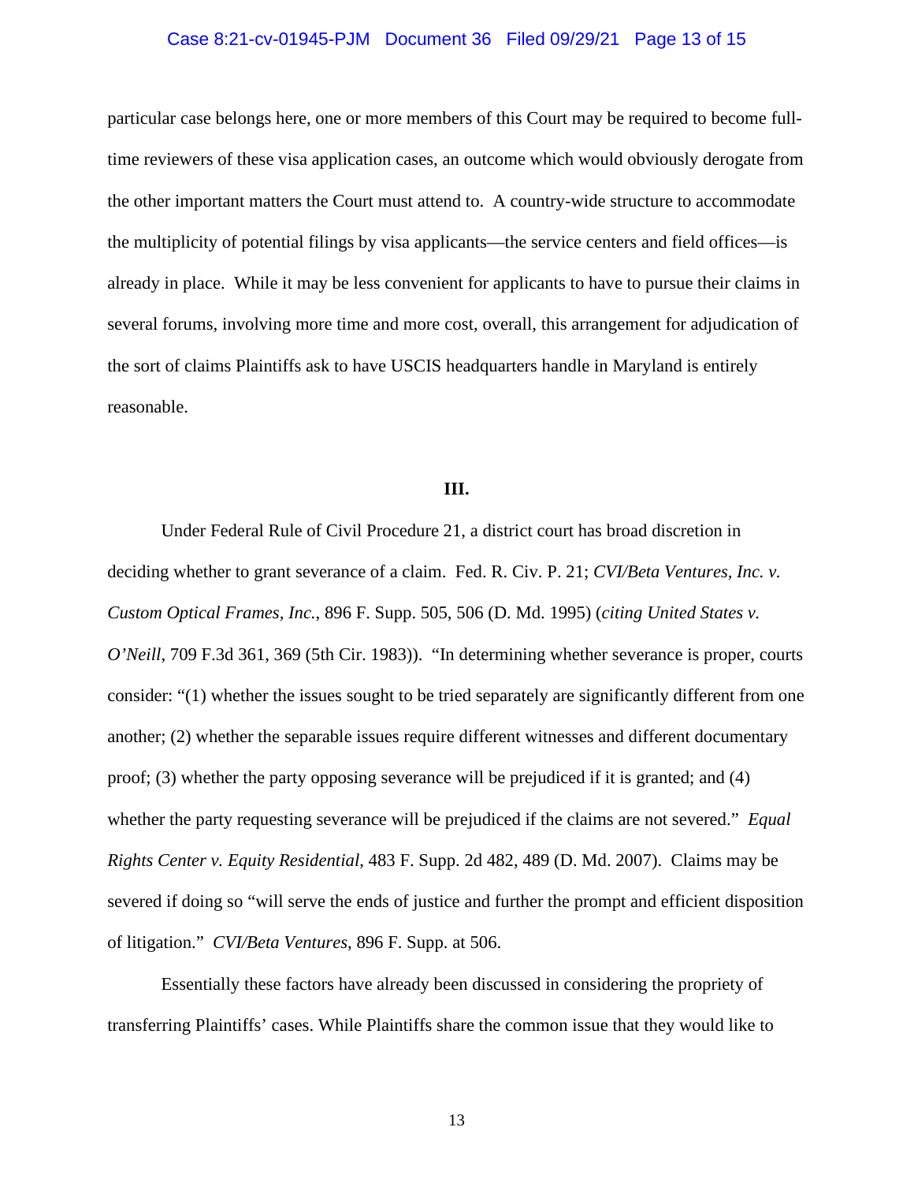particular case belongs here, one or more members of this Court may be required to become full-time reviewers of these visa application cases, an outcome which would obviously derogate from the other important matters the Court must attend to. A country-wide structure to accommodate the multiplicity of potential filings by visa applicants—the service centers and field offices—is already in place. While it may be less convenient for applicants to have to pursue their claims in several forums, involving more time and more cost, overall, this arrangement for adjudication of the sort of claims Plaintiffs ask to have USCIS headquarters handle in Maryland is entirely reasonable.

**III.**

Under Federal Rule of Civil Procedure 21, a district court has broad discretion in deciding whether to grant severance of a claim. Fed. R. Civ. P. 21; *CVI/Beta Ventures, Inc. v. Custom Optical Frames, Inc.*, 896 F. Supp. 505, 506 (D. Md. 1995) (*citing United States v. O'Neill*, 709 F.3d 361, 369 (5th Cir. 1983)). "In determining whether severance is proper, courts consider: "(1) whether the issues sought to be tried separately are significantly different from one another; (2) whether the separable issues require different witnesses and different documentary proof; (3) whether the party opposing severance will be prejudiced if it is granted; and (4) whether the party requesting severance will be prejudiced if the claims are not severed." *Equal Rights Center v. Equity Residential*, 483 F. Supp. 2d 482, 489 (D. Md. 2007). Claims may be severed if doing so "will serve the ends of justice and further the prompt and efficient disposition of litigation." *CVI/Beta Ventures*, 896 F. Supp. at 506.

Essentially these factors have already been discussed in considering the propriety of transferring Plaintiffs' cases. While Plaintiffs share the common issue that they would like to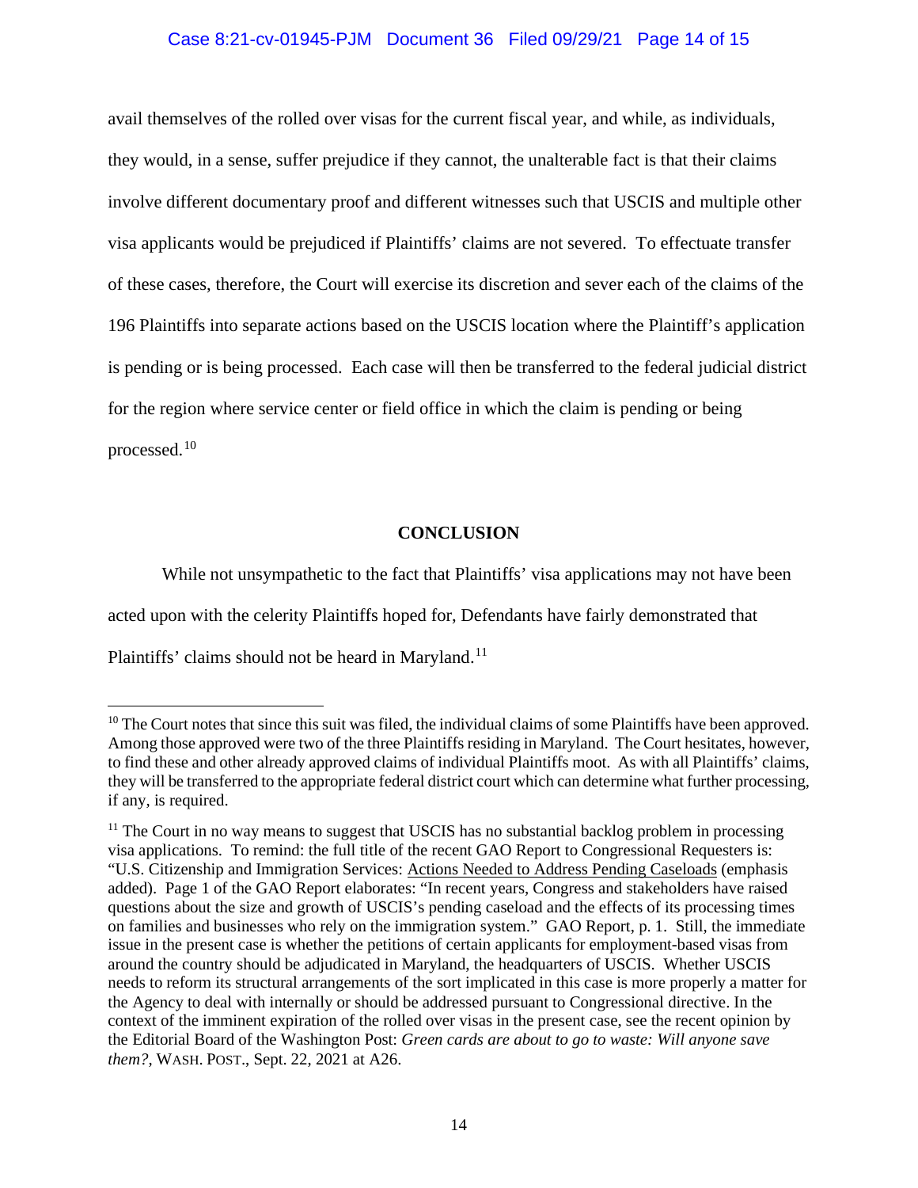avail themselves of the rolled over visas for the current fiscal year, and while, as individuals, they would, in a sense, suffer prejudice if they cannot, the unalterable fact is that their claims involve different documentary proof and different witnesses such that USCIS and multiple other visa applicants would be prejudiced if Plaintiffs' claims are not severed. To effectuate transfer of these cases, therefore, the Court will exercise its discretion and sever each of the claims of the 196 Plaintiffs into separate actions based on the USCIS location where the Plaintiff's application is pending or is being processed. Each case will then be transferred to the federal judicial district for the region where service center or field office in which the claim is pending or being processed.[10]

## CONCLUSION

While not unsympathetic to the fact that Plaintiffs' visa applications may not have been acted upon with the celerity Plaintiffs hoped for, Defendants have fairly demonstrated that Plaintiffs' claims should not be heard in Maryland.[11]

---

[10] The Court notes that since this suit was filed, the individual claims of some Plaintiffs have been approved. Among those approved were two of the three Plaintiffs residing in Maryland. The Court hesitates, however, to find these and other already approved claims of individual Plaintiffs moot. As with all Plaintiffs' claims, they will be transferred to the appropriate federal district court which can determine what further processing, if any, is required.

[11] The Court in no way means to suggest that USCIS has no substantial backlog problem in processing visa applications. To remind: the full title of the recent GAO Report to Congressional Requesters is: "U.S. Citizenship and Immigration Services: <u>Actions Needed to Address Pending Caseloads</u> (emphasis added). Page 1 of the GAO Report elaborates: "In recent years, Congress and stakeholders have raised questions about the size and growth of USCIS's pending caseload and the effects of its processing times on families and businesses who rely on the immigration system." GAO Report, p. 1. Still, the immediate issue in the present case is whether the petitions of certain applicants for employment-based visas from around the country should be adjudicated in Maryland, the headquarters of USCIS. Whether USCIS needs to reform its structural arrangements of the sort implicated in this case is more properly a matter for the Agency to deal with internally or should be addressed pursuant to Congressional directive. In the context of the imminent expiration of the rolled over visas in the present case, see the recent opinion by the Editorial Board of the Washington Post: *Green cards are about to go to waste: Will anyone save them?*, WASH. POST., Sept. 22, 2021 at A26.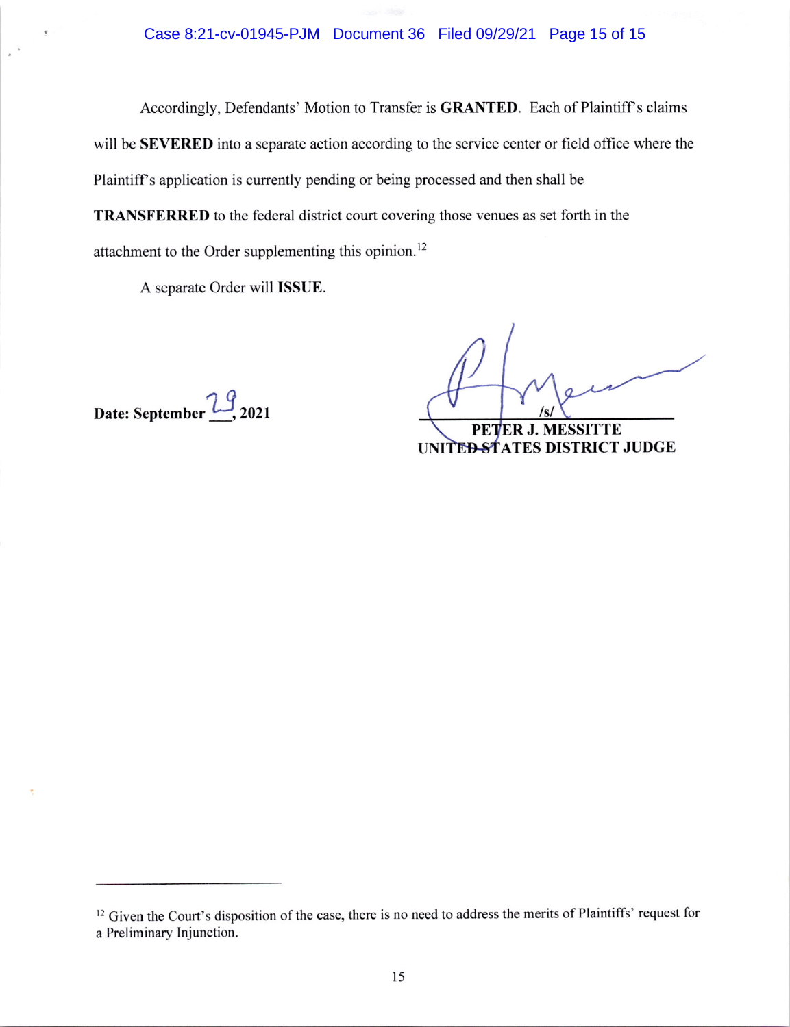Accordingly, Defendants' Motion to Transfer is **GRANTED**. Each of Plaintiff's claims will be **SEVERED** into a separate action according to the service center or field office where the Plaintiff's application is currently pending or being processed and then shall be **TRANSFERRED** to the federal district court covering those venues as set forth in the attachment to the Order supplementing this opinion.[12]

A separate Order will **ISSUE**.

**Date: September 29, 2021**

/s/

**PETER J. MESSITTE**
**UNITED STATES DISTRICT JUDGE**

---

[12] Given the Court's disposition of the case, there is no need to address the merits of Plaintiffs' request for a Preliminary Injunction.